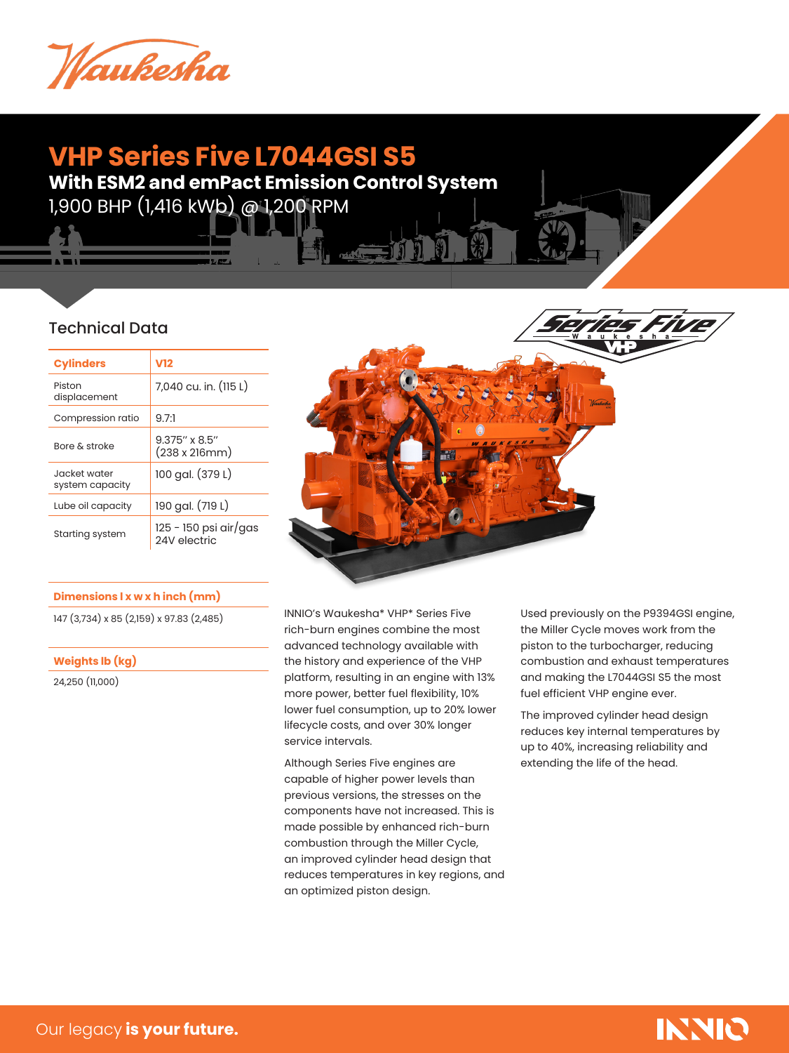Waukesha

# VHP Series Five L7044GSI S5

## With ESM2 and emPact Emission Control System

1,900 BHP (1,416 kWb) @ 1,200 RPM

### Technical Data

| Cylinders | V12 |
| --- | --- |
| Piston displacement | 7,040 cu. in. (115 L) |
| Compression ratio | 9.7:1 |
| Bore & stroke | 9.375" x 8.5" (238 x 216mm) |
| Jacket water system capacity | 100 gal. (379 L) |
| Lube oil capacity | 190 gal. (719 L) |
| Starting system | 125 - 150 psi air/gas 24V electric |

| Dimensions l x w x h inch (mm) |
| --- |
| 147 (3,734) x 85 (2,159) x 97.83 (2,485) |

| Weights lb (kg) |
| --- |
| 24,250 (11,000) |

INNIO's Waukesha* VHP* Series Five rich-burn engines combine the most advanced technology available with the history and experience of the VHP platform, resulting in an engine with 13% more power, better fuel flexibility, 10% lower fuel consumption, up to 20% lower lifecycle costs, and over 30% longer service intervals.

Although Series Five engines are capable of higher power levels than previous versions, the stresses on the components have not increased. This is made possible by enhanced rich-burn combustion through the Miller Cycle, an improved cylinder head design that reduces temperatures in key regions, and an optimized piston design.

Used previously on the P9394GSI engine, the Miller Cycle moves work from the piston to the turbocharger, reducing combustion and exhaust temperatures and making the L7044GSI S5 the most fuel efficient VHP engine ever.

The improved cylinder head design reduces key internal temperatures by up to 40%, increasing reliability and extending the life of the head.

Our legacy **is your future.**

INNIO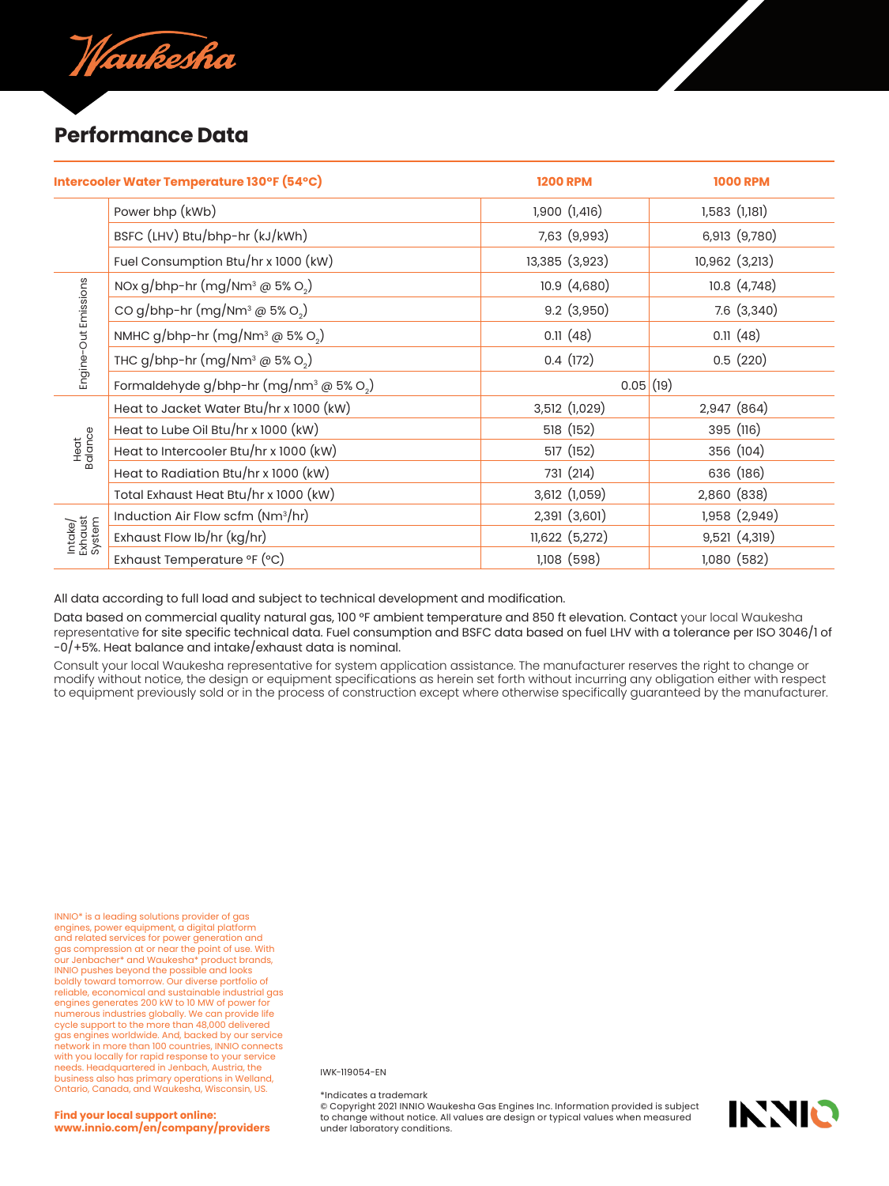## Performance Data

| Intercooler Water Temperature 130°F (54°C) | | 1200 RPM | 1000 RPM |
|---|---|---|---|
| | Power bhp (kWb) | 1,900 (1,416) | 1,583 (1,181) |
| | BSFC (LHV) Btu/bhp-hr (kJ/kWh) | 7,63 (9,993) | 6,913 (9,780) |
| | Fuel Consumption Btu/hr x 1000 (kW) | 13,385 (3,923) | 10,962 (3,213) |
| Engine-Out Emissions | NOx g/bhp-hr (mg/Nm³ @ 5% $O_2$) | 10.9 (4,680) | 10.8 (4,748) |
| | CO g/bhp-hr (mg/Nm³ @ 5% $O_2$) | 9.2 (3,950) | 7.6 (3,340) |
| | NMHC g/bhp-hr (mg/Nm³ @ 5% $O_2$) | 0.11 (48) | 0.11 (48) |
| | THC g/bhp-hr (mg/Nm³ @ 5% $O_2$) | 0.4 (172) | 0.5 (220) |
| | Formaldehyde g/bhp-hr (mg/nm³ @ 5% $O_2$) | 0.05 (19) | |
| Heat Balance | Heat to Jacket Water Btu/hr x 1000 (kW) | 3,512 (1,029) | 2,947 (864) |
| | Heat to Lube Oil Btu/hr x 1000 (kW) | 518 (152) | 395 (116) |
| | Heat to Intercooler Btu/hr x 1000 (kW) | 517 (152) | 356 (104) |
| | Heat to Radiation Btu/hr x 1000 (kW) | 731 (214) | 636 (186) |
| | Total Exhaust Heat Btu/hr x 1000 (kW) | 3,612 (1,059) | 2,860 (838) |
| Intake/ Exhaust System | Induction Air Flow scfm (Nm³/hr) | 2,391 (3,601) | 1,958 (2,949) |
| | Exhaust Flow lb/hr (kg/hr) | 11,622 (5,272) | 9,521 (4,319) |
| | Exhaust Temperature °F (°C) | 1,108 (598) | 1,080 (582) |

All data according to full load and subject to technical development and modification.

Data based on commercial quality natural gas, 100 °F ambient temperature and 850 ft elevation. Contact your local Waukesha representative for site specific technical data. Fuel consumption and BSFC data based on fuel LHV with a tolerance per ISO 3046/1 of -0/+5%. Heat balance and intake/exhaust data is nominal.

Consult your local Waukesha representative for system application assistance. The manufacturer reserves the right to change or modify without notice, the design or equipment specifications as herein set forth without incurring any obligation either with respect to equipment previously sold or in the process of construction except where otherwise specifically guaranteed by the manufacturer.

INNIO* is a leading solutions provider of gas engines, power equipment, a digital platform and related services for power generation and gas compression at or near the point of use. With our Jenbacher* and Waukesha* product brands, INNIO pushes beyond the possible and looks boldly toward tomorrow. Our diverse portfolio of reliable, economical and sustainable industrial gas engines generates 200 kW to 10 MW of power for numerous industries globally. We can provide life cycle support to the more than 48,000 delivered gas engines worldwide. And, backed by our service network in more than 100 countries, INNIO connects with you locally for rapid response to your service needs. Headquartered in Jenbach, Austria, the business also has primary operations in Welland, Ontario, Canada, and Waukesha, Wisconsin, US.

**Find your local support online:**
**www.innio.com/en/company/providers**

IWK-119054-EN

*Indicates a trademark
© Copyright 2021 INNIO Waukesha Gas Engines Inc. Information provided is subject to change without notice. All values are design or typical values when measured under laboratory conditions.